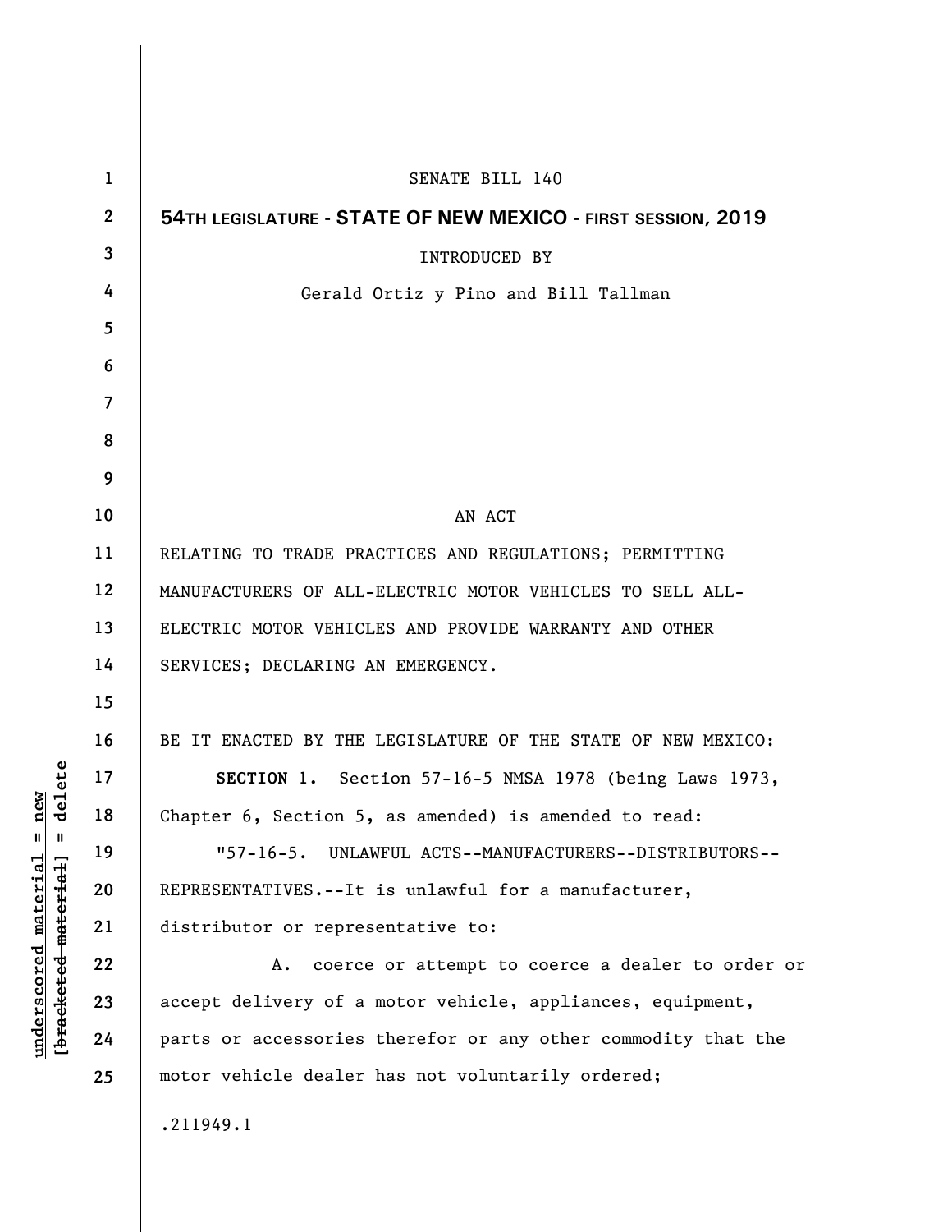SENATE BILL 140

**54TH LEGISLATURE - STATE OF NEW MEXICO - FIRST SESSION, 2019**

INTRODUCED BY

Gerald Ortiz y Pino and Bill Tallman

AN ACT

RELATING TO TRADE PRACTICES AND REGULATIONS; PERMITTING MANUFACTURERS OF ALL-ELECTRIC MOTOR VEHICLES TO SELL ALL-ELECTRIC MOTOR VEHICLES AND PROVIDE WARRANTY AND OTHER SERVICES; DECLARING AN EMERGENCY.

BE IT ENACTED BY THE LEGISLATURE OF THE STATE OF NEW MEXICO:

**SECTION 1.** Section 57-16-5 NMSA 1978 (being Laws 1973, Chapter 6, Section 5, as amended) is amended to read:

"57-16-5. UNLAWFUL ACTS--MANUFACTURERS--DISTRIBUTORS--REPRESENTATIVES.--It is unlawful for a manufacturer, distributor or representative to:

A. coerce or attempt to coerce a dealer to order or accept delivery of a motor vehicle, appliances, equipment, parts or accessories therefor or any other commodity that the motor vehicle dealer has not voluntarily ordered;

.211949.1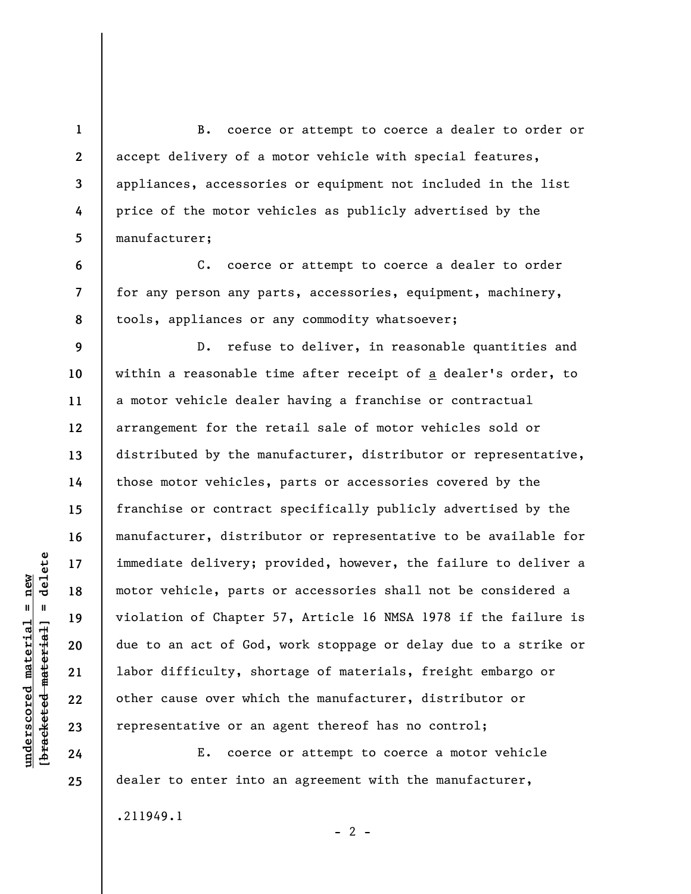B. coerce or attempt to coerce a dealer to order or accept delivery of a motor vehicle with special features, appliances, accessories or equipment not included in the list price of the motor vehicles as publicly advertised by the manufacturer;

C. coerce or attempt to coerce a dealer to order for any person any parts, accessories, equipment, machinery, tools, appliances or any commodity whatsoever;

D. refuse to deliver, in reasonable quantities and within a reasonable time after receipt of a dealer's order, to a motor vehicle dealer having a franchise or contractual arrangement for the retail sale of motor vehicles sold or distributed by the manufacturer, distributor or representative, those motor vehicles, parts or accessories covered by the franchise or contract specifically publicly advertised by the manufacturer, distributor or representative to be available for immediate delivery; provided, however, the failure to deliver a motor vehicle, parts or accessories shall not be considered a violation of Chapter 57, Article 16 NMSA 1978 if the failure is due to an act of God, work stoppage or delay due to a strike or labor difficulty, shortage of materials, freight embargo or other cause over which the manufacturer, distributor or representative or an agent thereof has no control;

E. coerce or attempt to coerce a motor vehicle dealer to enter into an agreement with the manufacturer,

.211949.1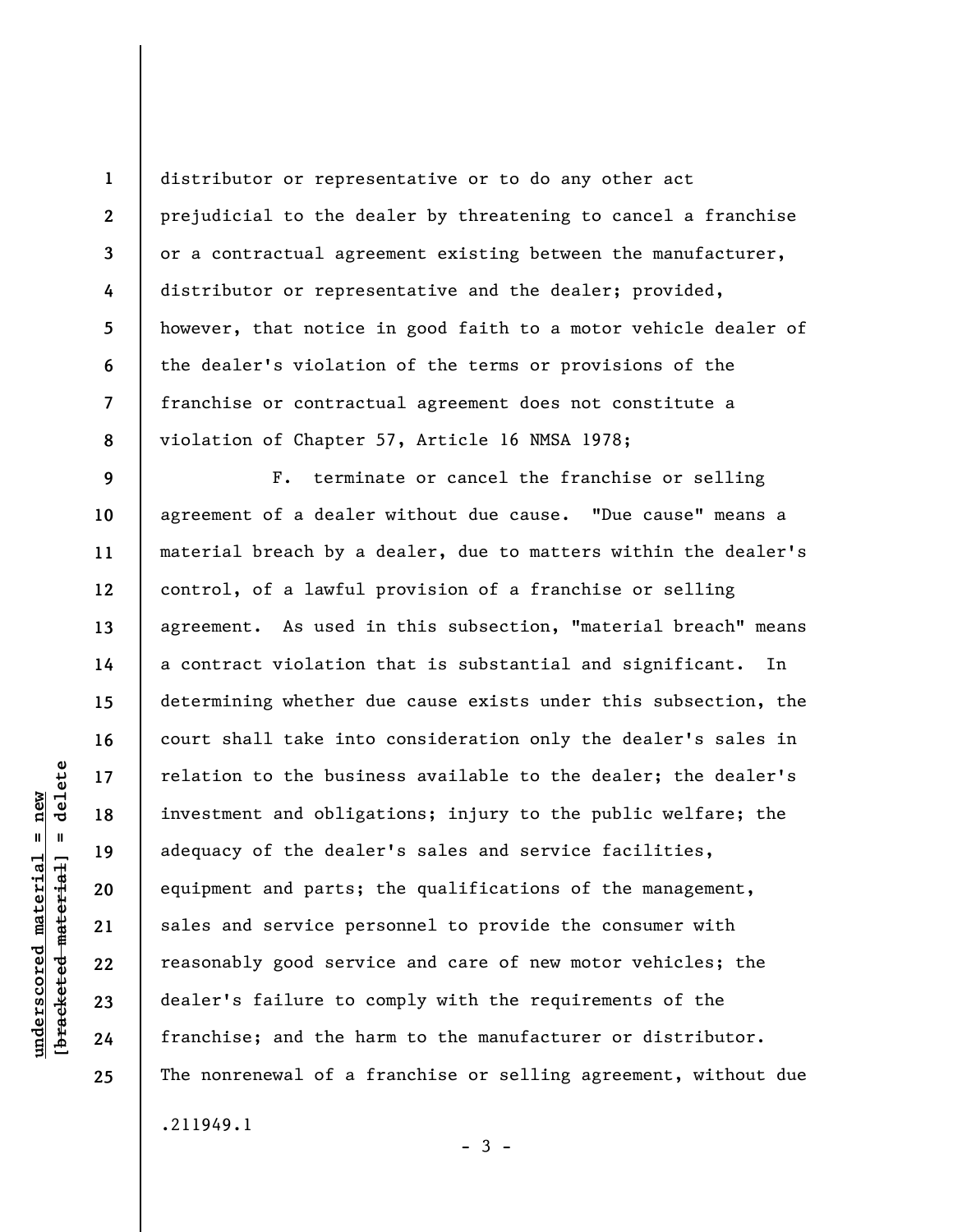distributor or representative or to do any other act prejudicial to the dealer by threatening to cancel a franchise or a contractual agreement existing between the manufacturer, distributor or representative and the dealer; provided, however, that notice in good faith to a motor vehicle dealer of the dealer's violation of the terms or provisions of the franchise or contractual agreement does not constitute a violation of Chapter 57, Article 16 NMSA 1978;

F. terminate or cancel the franchise or selling agreement of a dealer without due cause. "Due cause" means a material breach by a dealer, due to matters within the dealer's control, of a lawful provision of a franchise or selling agreement. As used in this subsection, "material breach" means a contract violation that is substantial and significant. In determining whether due cause exists under this subsection, the court shall take into consideration only the dealer's sales in relation to the business available to the dealer; the dealer's investment and obligations; injury to the public welfare; the adequacy of the dealer's sales and service facilities, equipment and parts; the qualifications of the management, sales and service personnel to provide the consumer with reasonably good service and care of new motor vehicles; the dealer's failure to comply with the requirements of the franchise; and the harm to the manufacturer or distributor. The nonrenewal of a franchise or selling agreement, without due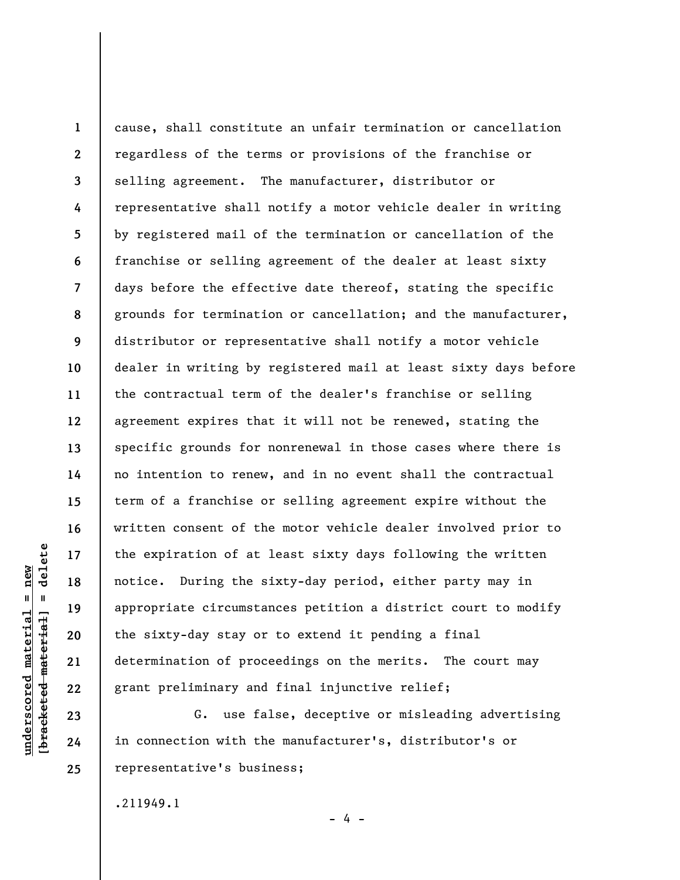cause, shall constitute an unfair termination or cancellation regardless of the terms or provisions of the franchise or selling agreement. The manufacturer, distributor or representative shall notify a motor vehicle dealer in writing by registered mail of the termination or cancellation of the franchise or selling agreement of the dealer at least sixty days before the effective date thereof, stating the specific grounds for termination or cancellation; and the manufacturer, distributor or representative shall notify a motor vehicle dealer in writing by registered mail at least sixty days before the contractual term of the dealer's franchise or selling agreement expires that it will not be renewed, stating the specific grounds for nonrenewal in those cases where there is no intention to renew, and in no event shall the contractual term of a franchise or selling agreement expire without the written consent of the motor vehicle dealer involved prior to the expiration of at least sixty days following the written notice. During the sixty-day period, either party may in appropriate circumstances petition a district court to modify the sixty-day stay or to extend it pending a final determination of proceedings on the merits. The court may grant preliminary and final injunctive relief;

G. use false, deceptive or misleading advertising in connection with the manufacturer's, distributor's or representative's business;

.211949.1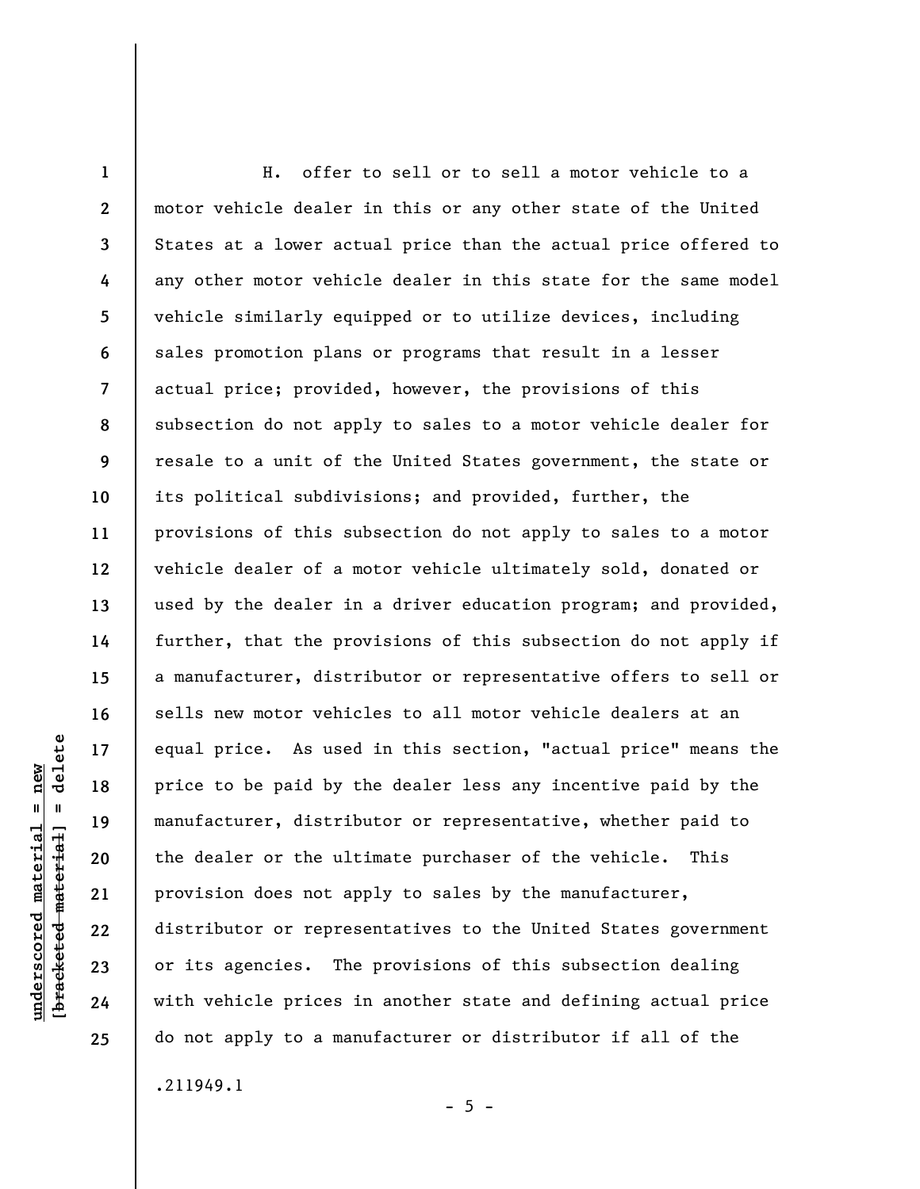H. offer to sell or to sell a motor vehicle to a motor vehicle dealer in this or any other state of the United States at a lower actual price than the actual price offered to any other motor vehicle dealer in this state for the same model vehicle similarly equipped or to utilize devices, including sales promotion plans or programs that result in a lesser actual price; provided, however, the provisions of this subsection do not apply to sales to a motor vehicle dealer for resale to a unit of the United States government, the state or its political subdivisions; and provided, further, the provisions of this subsection do not apply to sales to a motor vehicle dealer of a motor vehicle ultimately sold, donated or used by the dealer in a driver education program; and provided, further, that the provisions of this subsection do not apply if a manufacturer, distributor or representative offers to sell or sells new motor vehicles to all motor vehicle dealers at an equal price. As used in this section, "actual price" means the price to be paid by the dealer less any incentive paid by the manufacturer, distributor or representative, whether paid to the dealer or the ultimate purchaser of the vehicle. This provision does not apply to sales by the manufacturer, distributor or representatives to the United States government or its agencies. The provisions of this subsection dealing with vehicle prices in another state and defining actual price do not apply to a manufacturer or distributor if all of the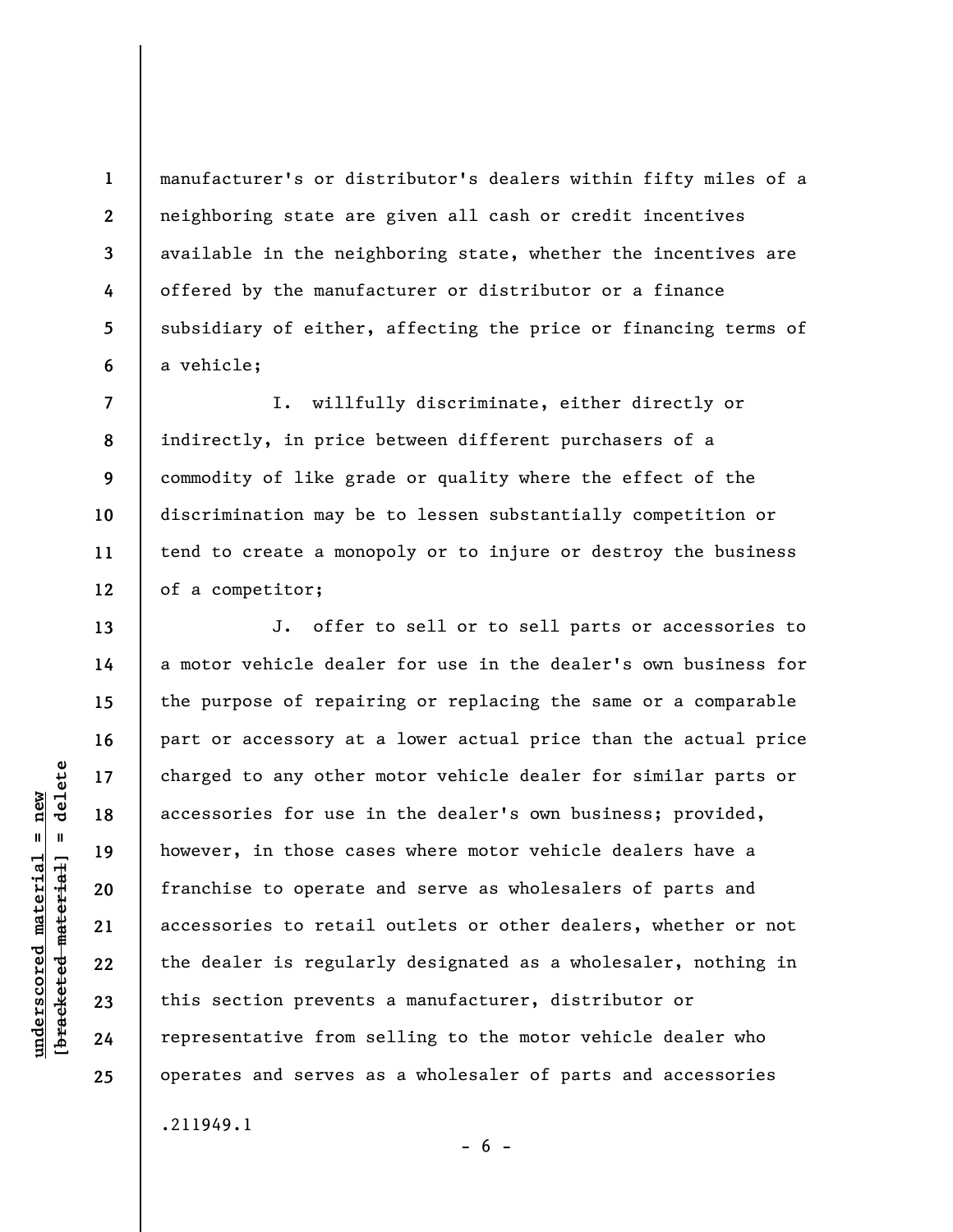manufacturer's or distributor's dealers within fifty miles of a neighboring state are given all cash or credit incentives available in the neighboring state, whether the incentives are offered by the manufacturer or distributor or a finance subsidiary of either, affecting the price or financing terms of a vehicle;

I. willfully discriminate, either directly or indirectly, in price between different purchasers of a commodity of like grade or quality where the effect of the discrimination may be to lessen substantially competition or tend to create a monopoly or to injure or destroy the business of a competitor;

J. offer to sell or to sell parts or accessories to a motor vehicle dealer for use in the dealer's own business for the purpose of repairing or replacing the same or a comparable part or accessory at a lower actual price than the actual price charged to any other motor vehicle dealer for similar parts or accessories for use in the dealer's own business; provided, however, in those cases where motor vehicle dealers have a franchise to operate and serve as wholesalers of parts and accessories to retail outlets or other dealers, whether or not the dealer is regularly designated as a wholesaler, nothing in this section prevents a manufacturer, distributor or representative from selling to the motor vehicle dealer who operates and serves as a wholesaler of parts and accessories

.211949.1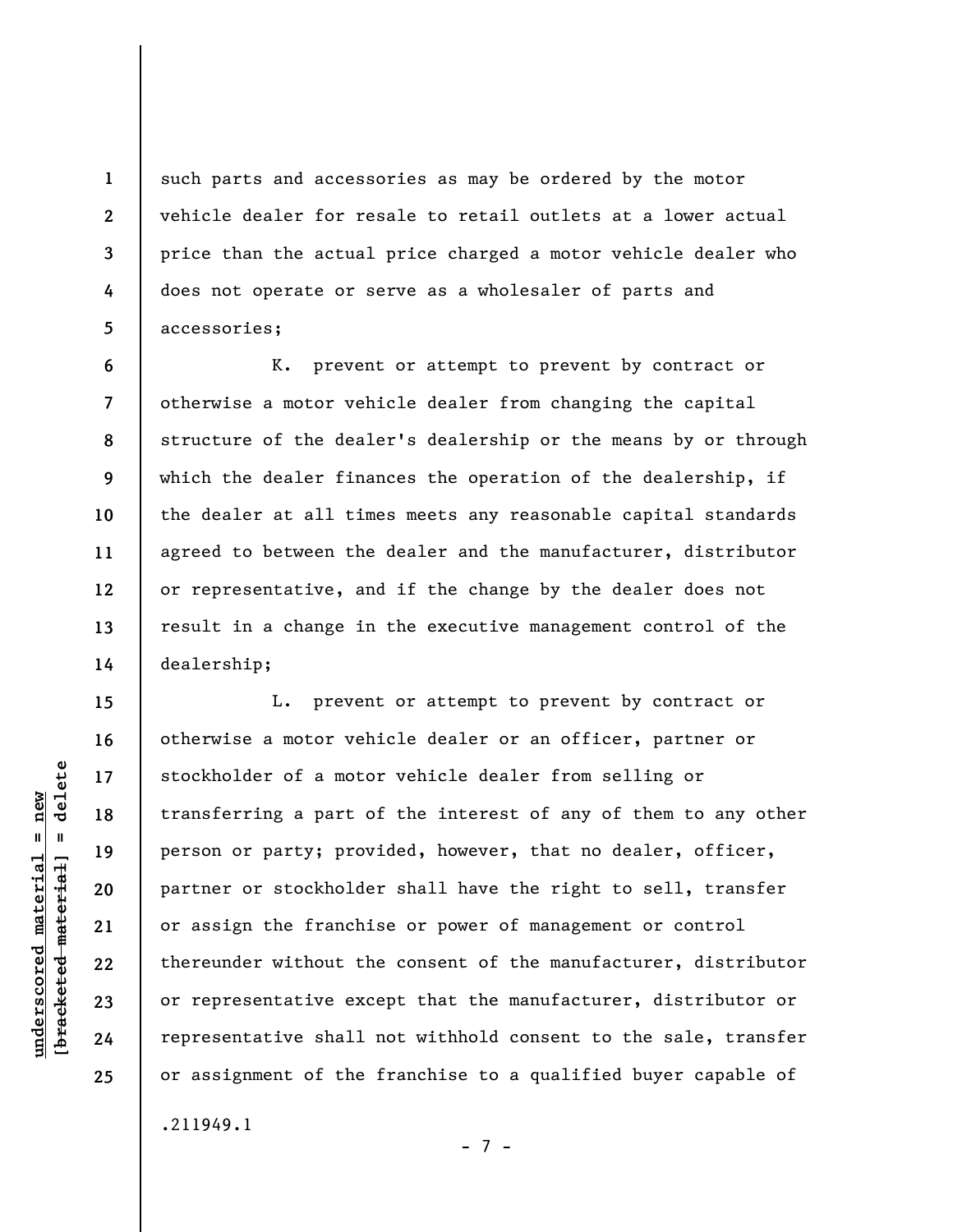such parts and accessories as may be ordered by the motor vehicle dealer for resale to retail outlets at a lower actual price than the actual price charged a motor vehicle dealer who does not operate or serve as a wholesaler of parts and accessories;

K. prevent or attempt to prevent by contract or otherwise a motor vehicle dealer from changing the capital structure of the dealer's dealership or the means by or through which the dealer finances the operation of the dealership, if the dealer at all times meets any reasonable capital standards agreed to between the dealer and the manufacturer, distributor or representative, and if the change by the dealer does not result in a change in the executive management control of the dealership;

L. prevent or attempt to prevent by contract or otherwise a motor vehicle dealer or an officer, partner or stockholder of a motor vehicle dealer from selling or transferring a part of the interest of any of them to any other person or party; provided, however, that no dealer, officer, partner or stockholder shall have the right to sell, transfer or assign the franchise or power of management or control thereunder without the consent of the manufacturer, distributor or representative except that the manufacturer, distributor or representative shall not withhold consent to the sale, transfer or assignment of the franchise to a qualified buyer capable of

.211949.1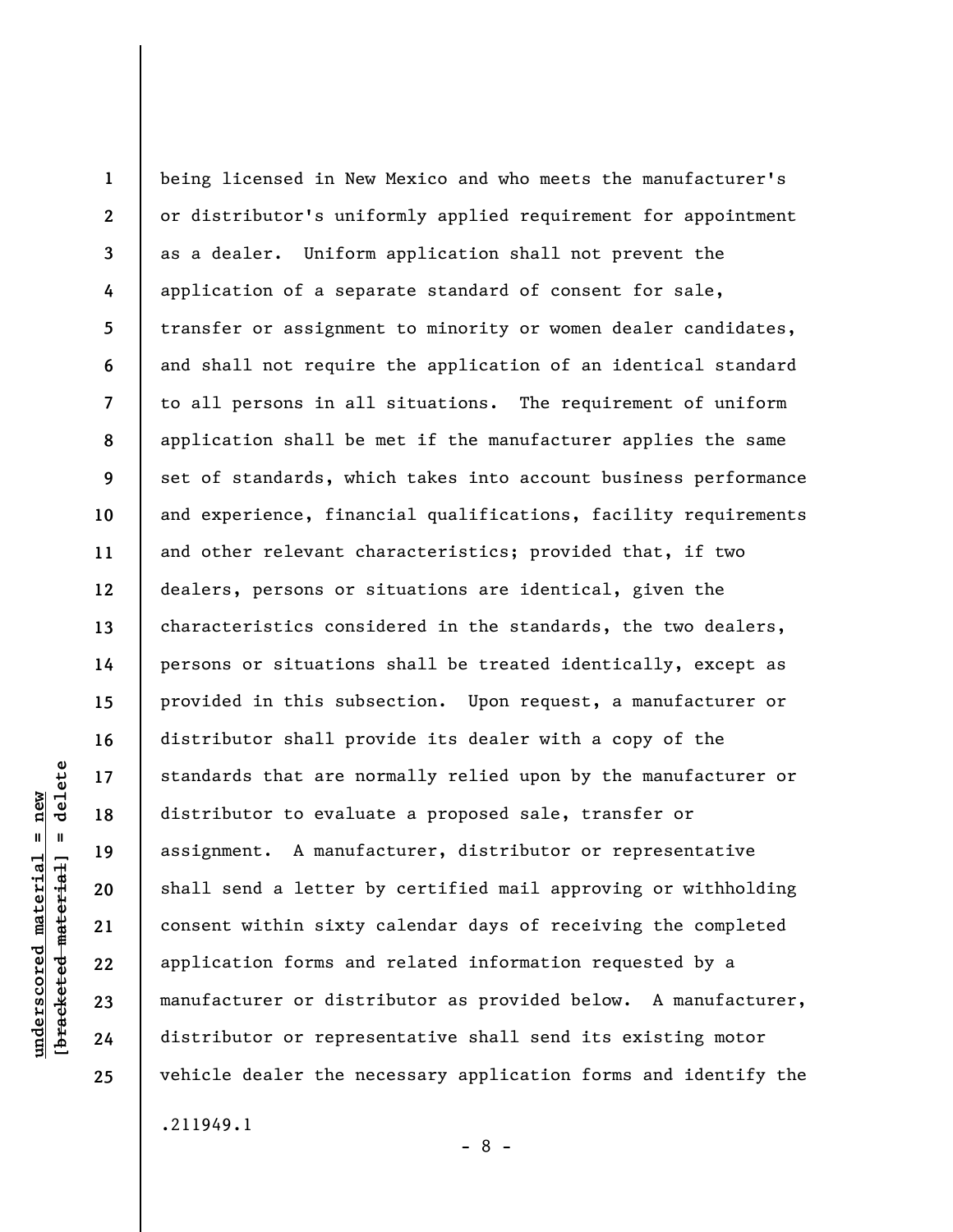being licensed in New Mexico and who meets the manufacturer's or distributor's uniformly applied requirement for appointment as a dealer. Uniform application shall not prevent the application of a separate standard of consent for sale, transfer or assignment to minority or women dealer candidates, and shall not require the application of an identical standard to all persons in all situations. The requirement of uniform application shall be met if the manufacturer applies the same set of standards, which takes into account business performance and experience, financial qualifications, facility requirements and other relevant characteristics; provided that, if two dealers, persons or situations are identical, given the characteristics considered in the standards, the two dealers, persons or situations shall be treated identically, except as provided in this subsection. Upon request, a manufacturer or distributor shall provide its dealer with a copy of the standards that are normally relied upon by the manufacturer or distributor to evaluate a proposed sale, transfer or assignment. A manufacturer, distributor or representative shall send a letter by certified mail approving or withholding consent within sixty calendar days of receiving the completed application forms and related information requested by a manufacturer or distributor as provided below. A manufacturer, distributor or representative shall send its existing motor vehicle dealer the necessary application forms and identify the

.211949.1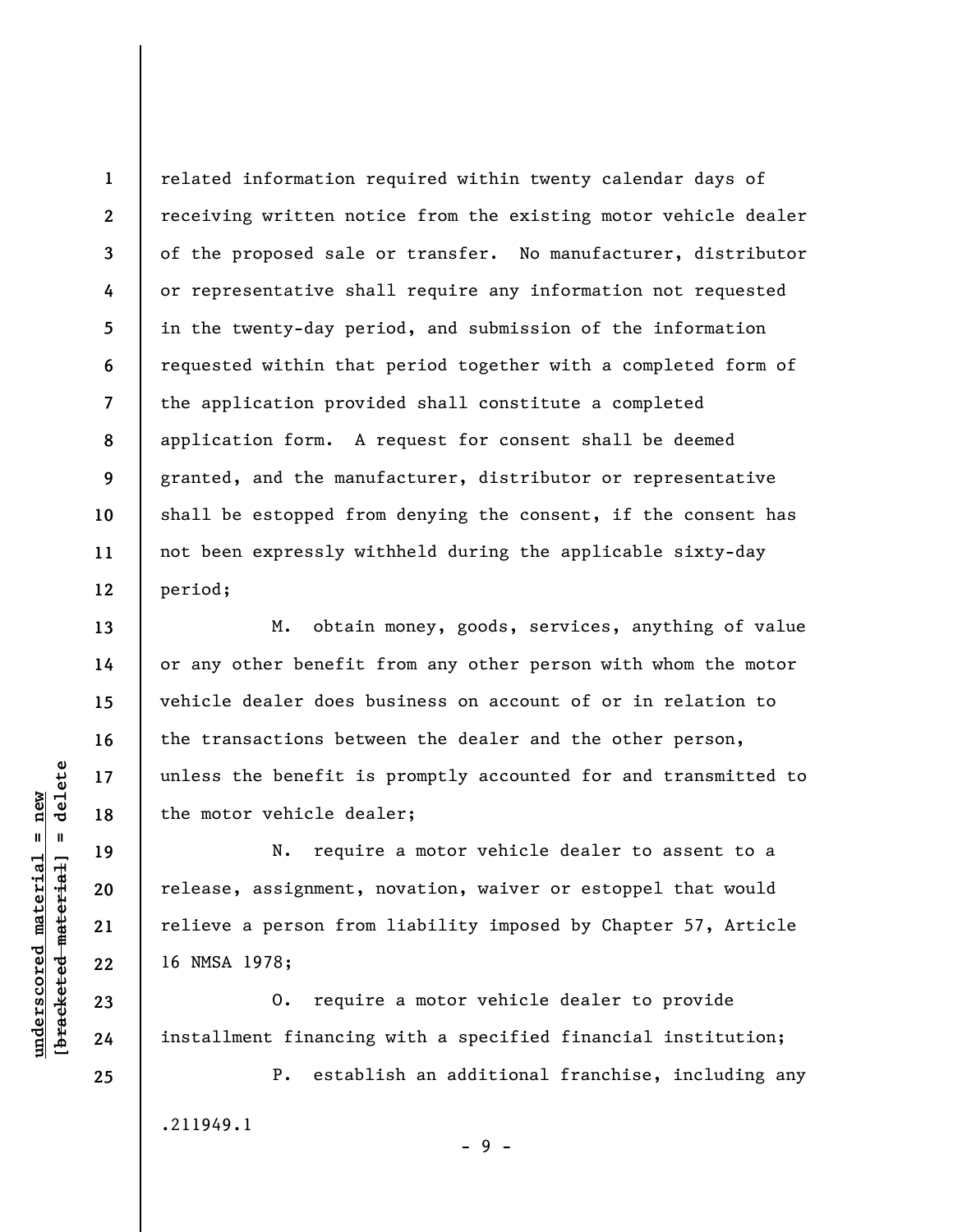related information required within twenty calendar days of receiving written notice from the existing motor vehicle dealer of the proposed sale or transfer. No manufacturer, distributor or representative shall require any information not requested in the twenty-day period, and submission of the information requested within that period together with a completed form of the application provided shall constitute a completed application form. A request for consent shall be deemed granted, and the manufacturer, distributor or representative shall be estopped from denying the consent, if the consent has not been expressly withheld during the applicable sixty-day period;

M. obtain money, goods, services, anything of value or any other benefit from any other person with whom the motor vehicle dealer does business on account of or in relation to the transactions between the dealer and the other person, unless the benefit is promptly accounted for and transmitted to the motor vehicle dealer;

N. require a motor vehicle dealer to assent to a release, assignment, novation, waiver or estoppel that would relieve a person from liability imposed by Chapter 57, Article 16 NMSA 1978;

O. require a motor vehicle dealer to provide installment financing with a specified financial institution;

P. establish an additional franchise, including any

.211949.1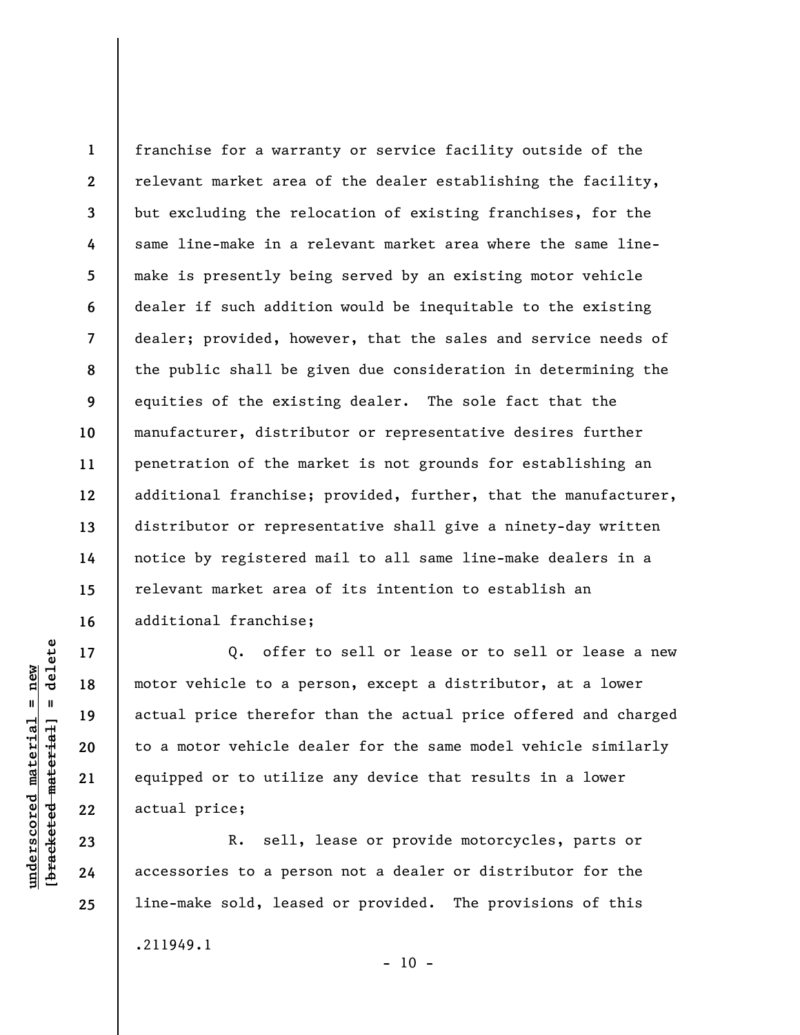franchise for a warranty or service facility outside of the relevant market area of the dealer establishing the facility, but excluding the relocation of existing franchises, for the same line-make in a relevant market area where the same line-make is presently being served by an existing motor vehicle dealer if such addition would be inequitable to the existing dealer; provided, however, that the sales and service needs of the public shall be given due consideration in determining the equities of the existing dealer. The sole fact that the manufacturer, distributor or representative desires further penetration of the market is not grounds for establishing an additional franchise; provided, further, that the manufacturer, distributor or representative shall give a ninety-day written notice by registered mail to all same line-make dealers in a relevant market area of its intention to establish an additional franchise;

Q. offer to sell or lease or to sell or lease a new motor vehicle to a person, except a distributor, at a lower actual price therefor than the actual price offered and charged to a motor vehicle dealer for the same model vehicle similarly equipped or to utilize any device that results in a lower actual price;

R. sell, lease or provide motorcycles, parts or accessories to a person not a dealer or distributor for the line-make sold, leased or provided. The provisions of this

.211949.1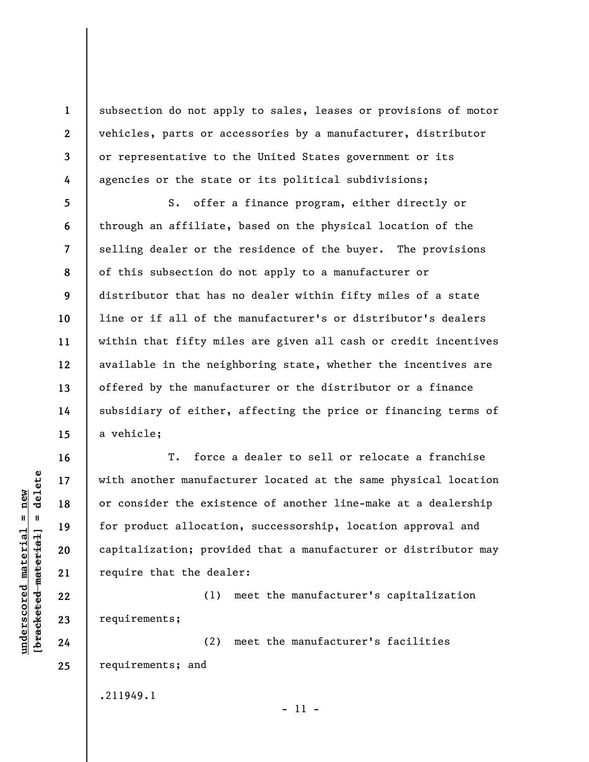subsection do not apply to sales, leases or provisions of motor vehicles, parts or accessories by a manufacturer, distributor or representative to the United States government or its agencies or the state or its political subdivisions;

S. offer a finance program, either directly or through an affiliate, based on the physical location of the selling dealer or the residence of the buyer. The provisions of this subsection do not apply to a manufacturer or distributor that has no dealer within fifty miles of a state line or if all of the manufacturer's or distributor's dealers within that fifty miles are given all cash or credit incentives available in the neighboring state, whether the incentives are offered by the manufacturer or the distributor or a finance subsidiary of either, affecting the price or financing terms of a vehicle;

T. force a dealer to sell or relocate a franchise with another manufacturer located at the same physical location or consider the existence of another line-make at a dealership for product allocation, successorship, location approval and capitalization; provided that a manufacturer or distributor may require that the dealer:

(1) meet the manufacturer's capitalization requirements;

(2) meet the manufacturer's facilities requirements; and

.211949.1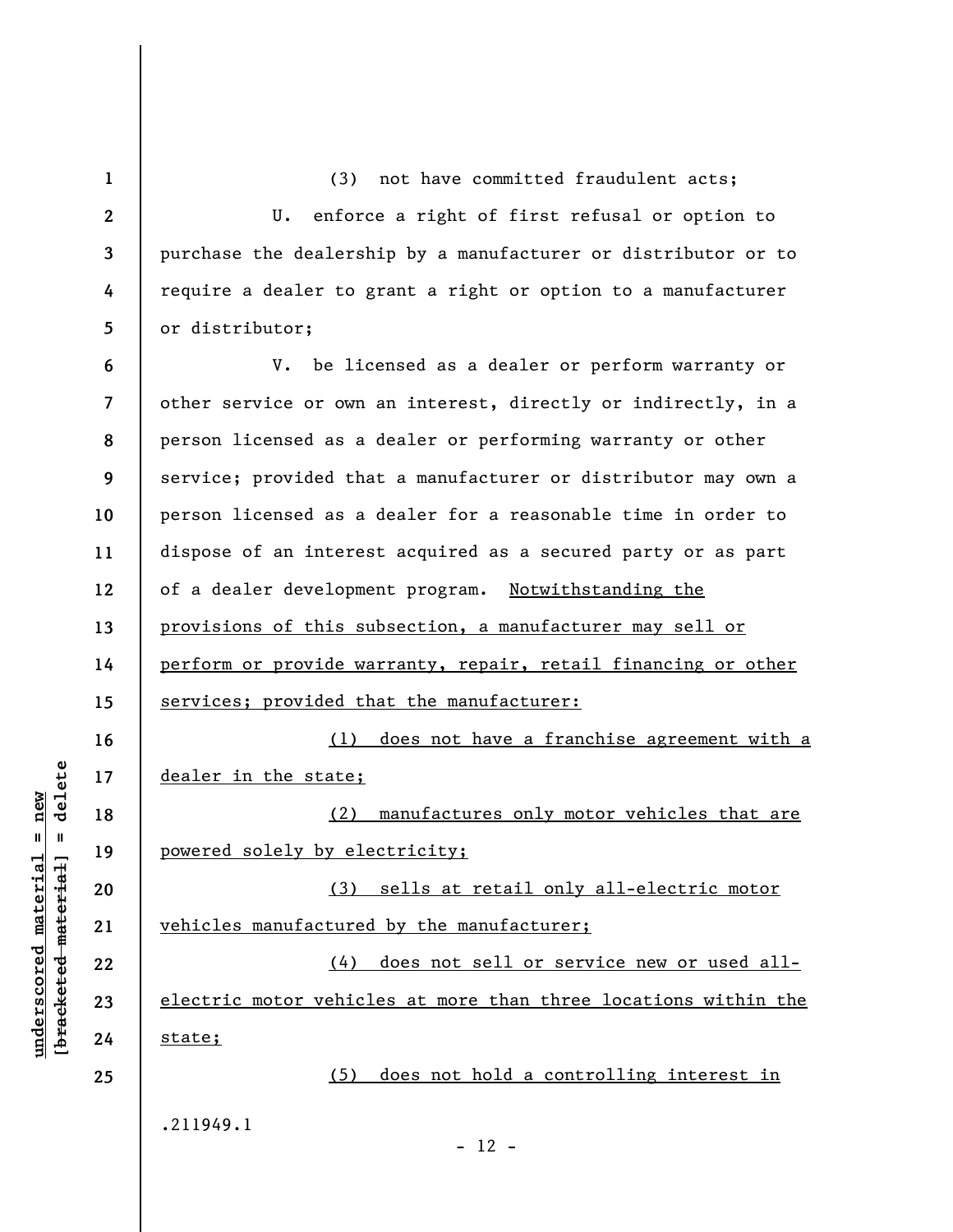(3) not have committed fraudulent acts;

U. enforce a right of first refusal or option to purchase the dealership by a manufacturer or distributor or to require a dealer to grant a right or option to a manufacturer or distributor;

V. be licensed as a dealer or perform warranty or other service or own an interest, directly or indirectly, in a person licensed as a dealer or performing warranty or other service; provided that a manufacturer or distributor may own a person licensed as a dealer for a reasonable time in order to dispose of an interest acquired as a secured party or as part of a dealer development program. <u>Notwithstanding the provisions of this subsection, a manufacturer may sell or perform or provide warranty, repair, retail financing or other services; provided that the manufacturer:</u>

<u>(1) does not have a franchise agreement with a dealer in the state;</u>

<u>(2) manufactures only motor vehicles that are powered solely by electricity;</u>

<u>(3) sells at retail only all-electric motor vehicles manufactured by the manufacturer;</u>

<u>(4) does not sell or service new or used all-electric motor vehicles at more than three locations within the state;</u>

<u>(5) does not hold a controlling interest in</u>

.211949.1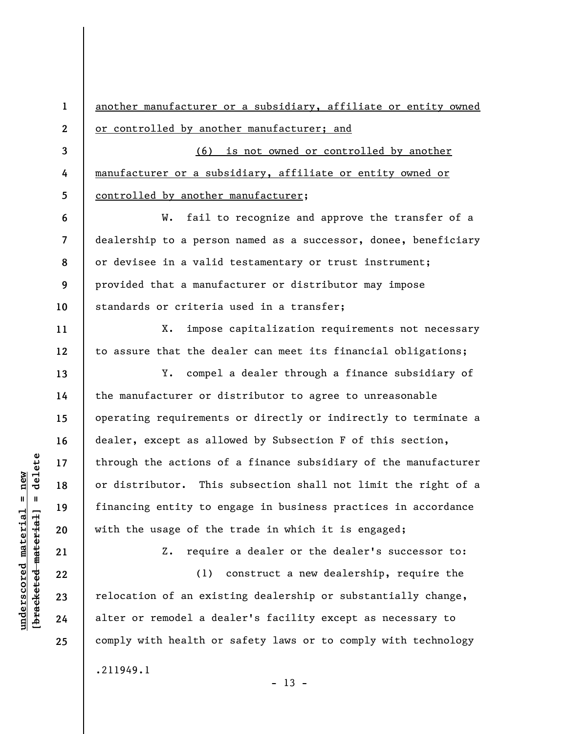another manufacturer or a subsidiary, affiliate or entity owned or controlled by another manufacturer; and

(6) is not owned or controlled by another manufacturer or a subsidiary, affiliate or entity owned or controlled by another manufacturer;

W. fail to recognize and approve the transfer of a dealership to a person named as a successor, donee, beneficiary or devisee in a valid testamentary or trust instrument; provided that a manufacturer or distributor may impose standards or criteria used in a transfer;

X. impose capitalization requirements not necessary to assure that the dealer can meet its financial obligations;

Y. compel a dealer through a finance subsidiary of the manufacturer or distributor to agree to unreasonable operating requirements or directly or indirectly to terminate a dealer, except as allowed by Subsection F of this section, through the actions of a finance subsidiary of the manufacturer or distributor. This subsection shall not limit the right of a financing entity to engage in business practices in accordance with the usage of the trade in which it is engaged;

Z. require a dealer or the dealer's successor to:

(1) construct a new dealership, require the relocation of an existing dealership or substantially change, alter or remodel a dealer's facility except as necessary to comply with health or safety laws or to comply with technology

.211949.1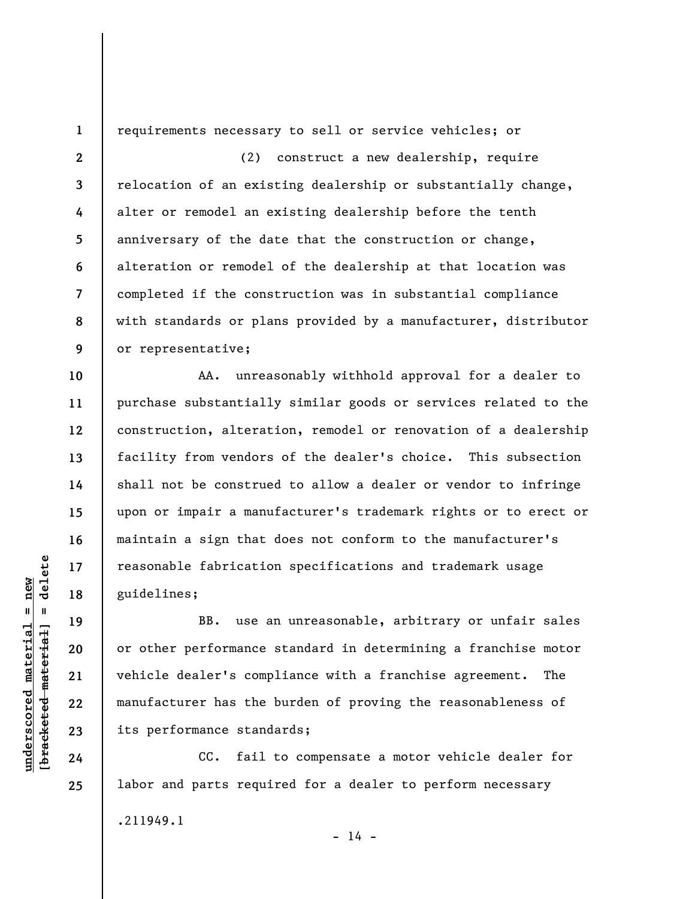requirements necessary to sell or service vehicles; or

(2) construct a new dealership, require relocation of an existing dealership or substantially change, alter or remodel an existing dealership before the tenth anniversary of the date that the construction or change, alteration or remodel of the dealership at that location was completed if the construction was in substantial compliance with standards or plans provided by a manufacturer, distributor or representative;

AA. unreasonably withhold approval for a dealer to purchase substantially similar goods or services related to the construction, alteration, remodel or renovation of a dealership facility from vendors of the dealer's choice. This subsection shall not be construed to allow a dealer or vendor to infringe upon or impair a manufacturer's trademark rights or to erect or maintain a sign that does not conform to the manufacturer's reasonable fabrication specifications and trademark usage guidelines;

BB. use an unreasonable, arbitrary or unfair sales or other performance standard in determining a franchise motor vehicle dealer's compliance with a franchise agreement. The manufacturer has the burden of proving the reasonableness of its performance standards;

CC. fail to compensate a motor vehicle dealer for labor and parts required for a dealer to perform necessary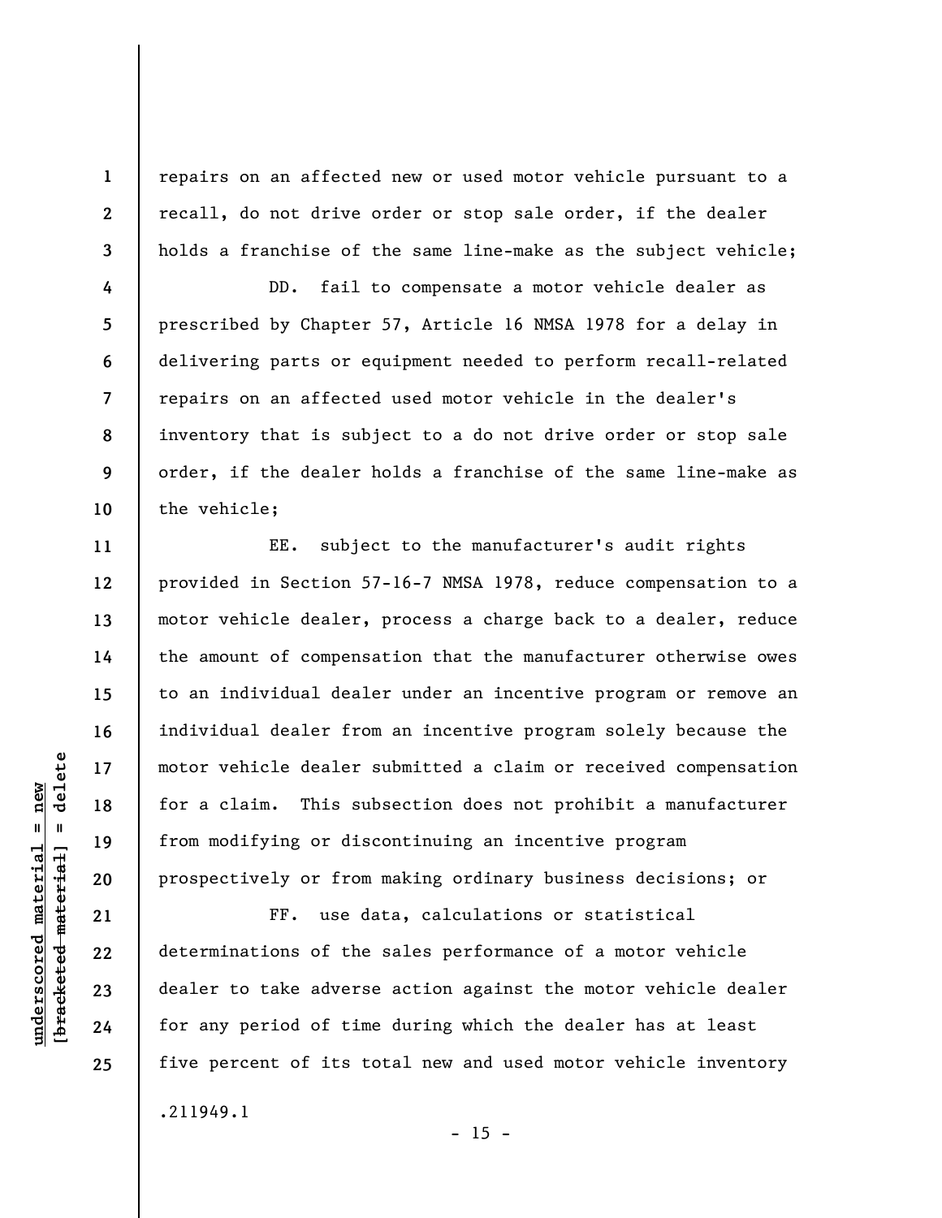repairs on an affected new or used motor vehicle pursuant to a recall, do not drive order or stop sale order, if the dealer holds a franchise of the same line-make as the subject vehicle;

DD. fail to compensate a motor vehicle dealer as prescribed by Chapter 57, Article 16 NMSA 1978 for a delay in delivering parts or equipment needed to perform recall-related repairs on an affected used motor vehicle in the dealer's inventory that is subject to a do not drive order or stop sale order, if the dealer holds a franchise of the same line-make as the vehicle;

EE. subject to the manufacturer's audit rights provided in Section 57-16-7 NMSA 1978, reduce compensation to a motor vehicle dealer, process a charge back to a dealer, reduce the amount of compensation that the manufacturer otherwise owes to an individual dealer under an incentive program or remove an individual dealer from an incentive program solely because the motor vehicle dealer submitted a claim or received compensation for a claim. This subsection does not prohibit a manufacturer from modifying or discontinuing an incentive program prospectively or from making ordinary business decisions; or

FF. use data, calculations or statistical determinations of the sales performance of a motor vehicle dealer to take adverse action against the motor vehicle dealer for any period of time during which the dealer has at least five percent of its total new and used motor vehicle inventory

.211949.1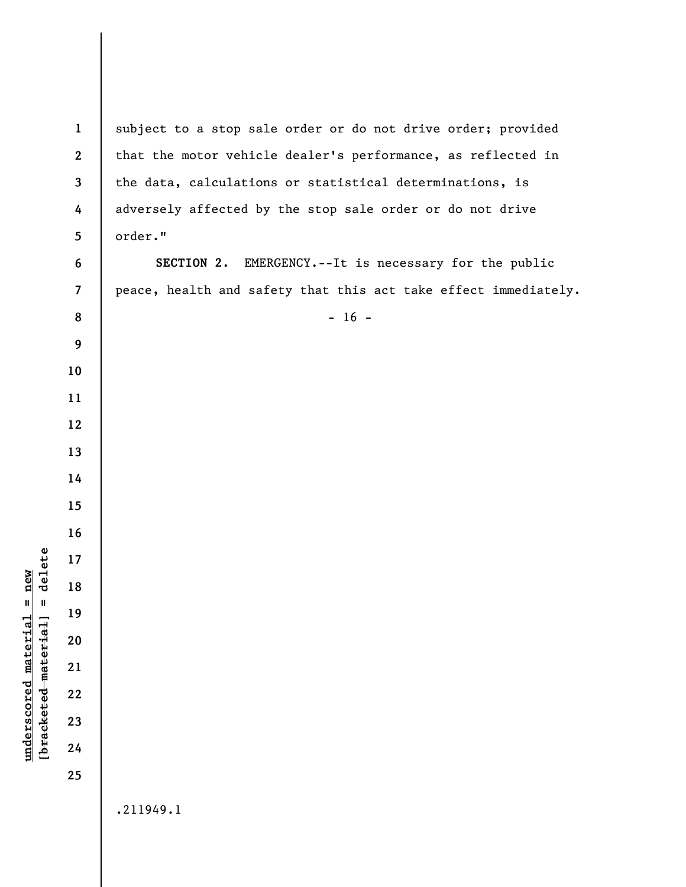subject to a stop sale order or do not drive order; provided that the motor vehicle dealer's performance, as reflected in the data, calculations or statistical determinations, is adversely affected by the stop sale order or do not drive order."

**SECTION 2.** EMERGENCY.--It is necessary for the public peace, health and safety that this act take effect immediately.

.211949.1